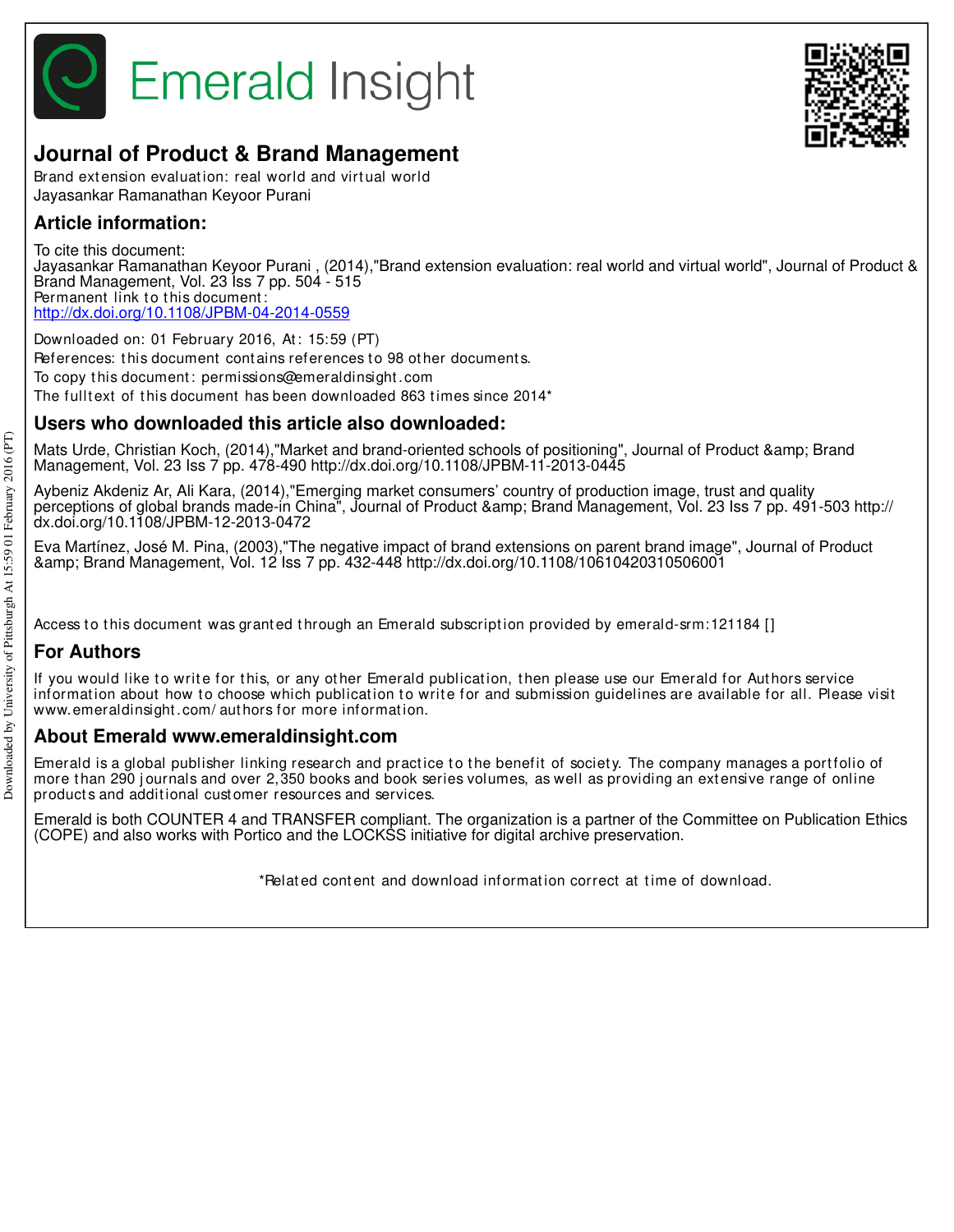# Emerald Insight

## Journal of Product & Brand Management

Brand extension evaluation: real world and virtual world
Jayasankar Ramanathan Keyoor Purani

## Article information:

To cite this document:
Jayasankar Ramanathan Keyoor Purani , (2014),"Brand extension evaluation: real world and virtual world", Journal of Product & Brand Management, Vol. 23 Iss 7 pp. 504 - 515
Permanent link to this document:
http://dx.doi.org/10.1108/JPBM-04-2014-0559

Downloaded on: 01 February 2016, At: 15:59 (PT)
References: this document contains references to 98 other documents.
To copy this document: permissions@emeraldinsight.com
The fulltext of this document has been downloaded 863 times since 2014*

## Users who downloaded this article also downloaded:

Mats Urde, Christian Koch, (2014),"Market and brand-oriented schools of positioning", Journal of Product &amp; Brand Management, Vol. 23 Iss 7 pp. 478-490 http://dx.doi.org/10.1108/JPBM-11-2013-0445

Aybeniz Akdeniz Ar, Ali Kara, (2014),"Emerging market consumers' country of production image, trust and quality perceptions of global brands made-in China", Journal of Product &amp; Brand Management, Vol. 23 Iss 7 pp. 491-503 http://dx.doi.org/10.1108/JPBM-12-2013-0472

Eva Martínez, José M. Pina, (2003),"The negative impact of brand extensions on parent brand image", Journal of Product &amp; Brand Management, Vol. 12 Iss 7 pp. 432-448 http://dx.doi.org/10.1108/10610420310506001

Access to this document was granted through an Emerald subscription provided by emerald-srm:121184 []

## For Authors

If you would like to write for this, or any other Emerald publication, then please use our Emerald for Authors service information about how to choose which publication to write for and submission guidelines are available for all. Please visit www.emeraldinsight.com/authors for more information.

## About Emerald www.emeraldinsight.com

Emerald is a global publisher linking research and practice to the benefit of society. The company manages a portfolio of more than 290 journals and over 2,350 books and book series volumes, as well as providing an extensive range of online products and additional customer resources and services.

Emerald is both COUNTER 4 and TRANSFER compliant. The organization is a partner of the Committee on Publication Ethics (COPE) and also works with Portico and the LOCKSS initiative for digital archive preservation.

*Related content and download information correct at time of download.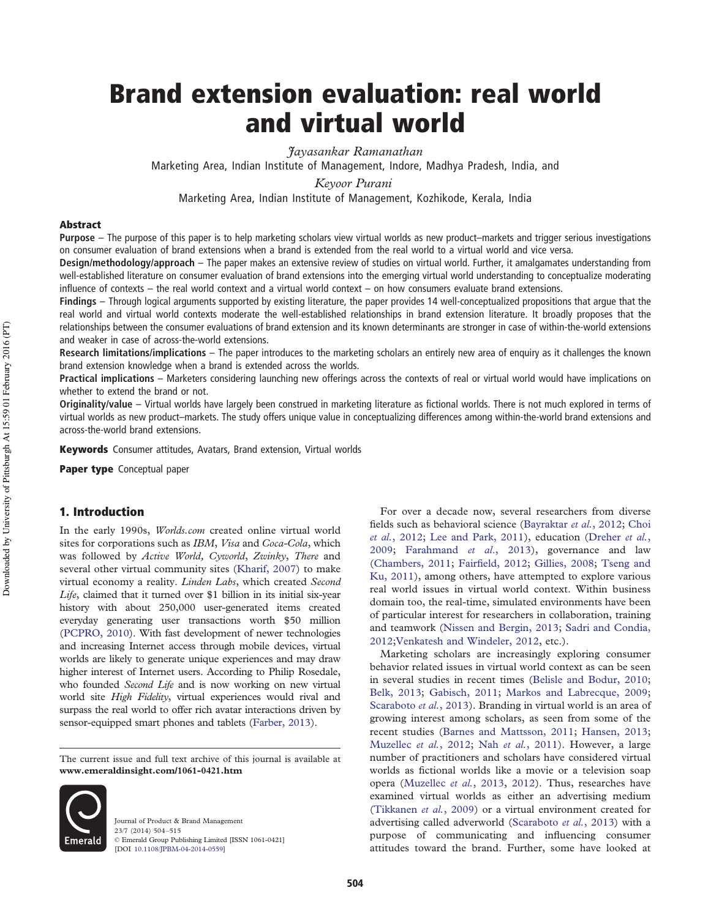# Brand extension evaluation: real world and virtual world

*Jayasankar Ramanathan*
Marketing Area, Indian Institute of Management, Indore, Madhya Pradesh, India, and

*Keyoor Purani*
Marketing Area, Indian Institute of Management, Kozhikode, Kerala, India

## Abstract

**Purpose** – The purpose of this paper is to help marketing scholars view virtual worlds as new product–markets and trigger serious investigations on consumer evaluation of brand extensions when a brand is extended from the real world to a virtual world and vice versa.

**Design/methodology/approach** – The paper makes an extensive review of studies on virtual world. Further, it amalgamates understanding from well-established literature on consumer evaluation of brand extensions into the emerging virtual world understanding to conceptualize moderating influence of contexts – the real world context and a virtual world context – on how consumers evaluate brand extensions.

**Findings** – Through logical arguments supported by existing literature, the paper provides 14 well-conceptualized propositions that argue that the real world and virtual world contexts moderate the well-established relationships in brand extension literature. It broadly proposes that the relationships between the consumer evaluations of brand extension and its known determinants are stronger in case of within-the-world extensions and weaker in case of across-the-world extensions.

**Research limitations/implications** – The paper introduces to the marketing scholars an entirely new area of enquiry as it challenges the known brand extension knowledge when a brand is extended across the worlds.

**Practical implications** – Marketers considering launching new offerings across the contexts of real or virtual world would have implications on whether to extend the brand or not.

**Originality/value** – Virtual worlds have largely been construed in marketing literature as fictional worlds. There is not much explored in terms of virtual worlds as new product–markets. The study offers unique value in conceptualizing differences among within-the-world brand extensions and across-the-world brand extensions.

**Keywords** Consumer attitudes, Avatars, Brand extension, Virtual worlds

**Paper type** Conceptual paper

## 1. Introduction

In the early 1990s, *Worlds.com* created online virtual world sites for corporations such as *IBM*, *Visa* and *Coca-Cola*, which was followed by *Active World, Cyworld*, *Zwinky*, *There* and several other virtual community sites (Kharif, 2007) to make virtual economy a reality. *Linden Labs*, which created *Second Life*, claimed that it turned over $1 billion in its initial six-year history with about 250,000 user-generated items created everyday generating user transactions worth $50 million (PCPRO, 2010). With fast development of newer technologies and increasing Internet access through mobile devices, virtual worlds are likely to generate unique experiences and may draw higher interest of Internet users. According to Philip Rosedale, who founded *Second Life* and is now working on new virtual world site *High Fidelity*, virtual experiences would rival and surpass the real world to offer rich avatar interactions driven by sensor-equipped smart phones and tablets (Farber, 2013).

For over a decade now, several researchers from diverse fields such as behavioral science (Bayraktar *et al.*, 2012; Choi *et al.*, 2012; Lee and Park, 2011), education (Dreher *et al.*, 2009; Farahmand *et al.*, 2013), governance and law (Chambers, 2011; Fairfield, 2012; Gillies, 2008; Tseng and Ku, 2011), among others, have attempted to explore various real world issues in virtual world context. Within business domain too, the real-time, simulated environments have been of particular interest for researchers in collaboration, training and teamwork (Nissen and Bergin, 2013; Sadri and Condia, 2012;Venkatesh and Windeler, 2012, etc.).

Marketing scholars are increasingly exploring consumer behavior related issues in virtual world context as can be seen in several studies in recent times (Belisle and Bodur, 2010; Belk, 2013; Gabisch, 2011; Markos and Labrecque, 2009; Scaraboto *et al.*, 2013). Branding in virtual world is an area of growing interest among scholars, as seen from some of the recent studies (Barnes and Mattsson, 2011; Hansen, 2013; Muzellec *et al.*, 2012; Nah *et al.*, 2011). However, a large number of practitioners and scholars have considered virtual worlds as fictional worlds like a movie or a television soap opera (Muzellec *et al.*, 2013, 2012). Thus, researches have examined virtual worlds as either an advertising medium (Tikkanen *et al.*, 2009) or a virtual environment created for advertising called adverworld (Scaraboto *et al.*, 2013) with a purpose of communicating and influencing consumer attitudes toward the brand. Further, some have looked at

The current issue and full text archive of this journal is available at **www.emeraldinsight.com/1061-0421.htm**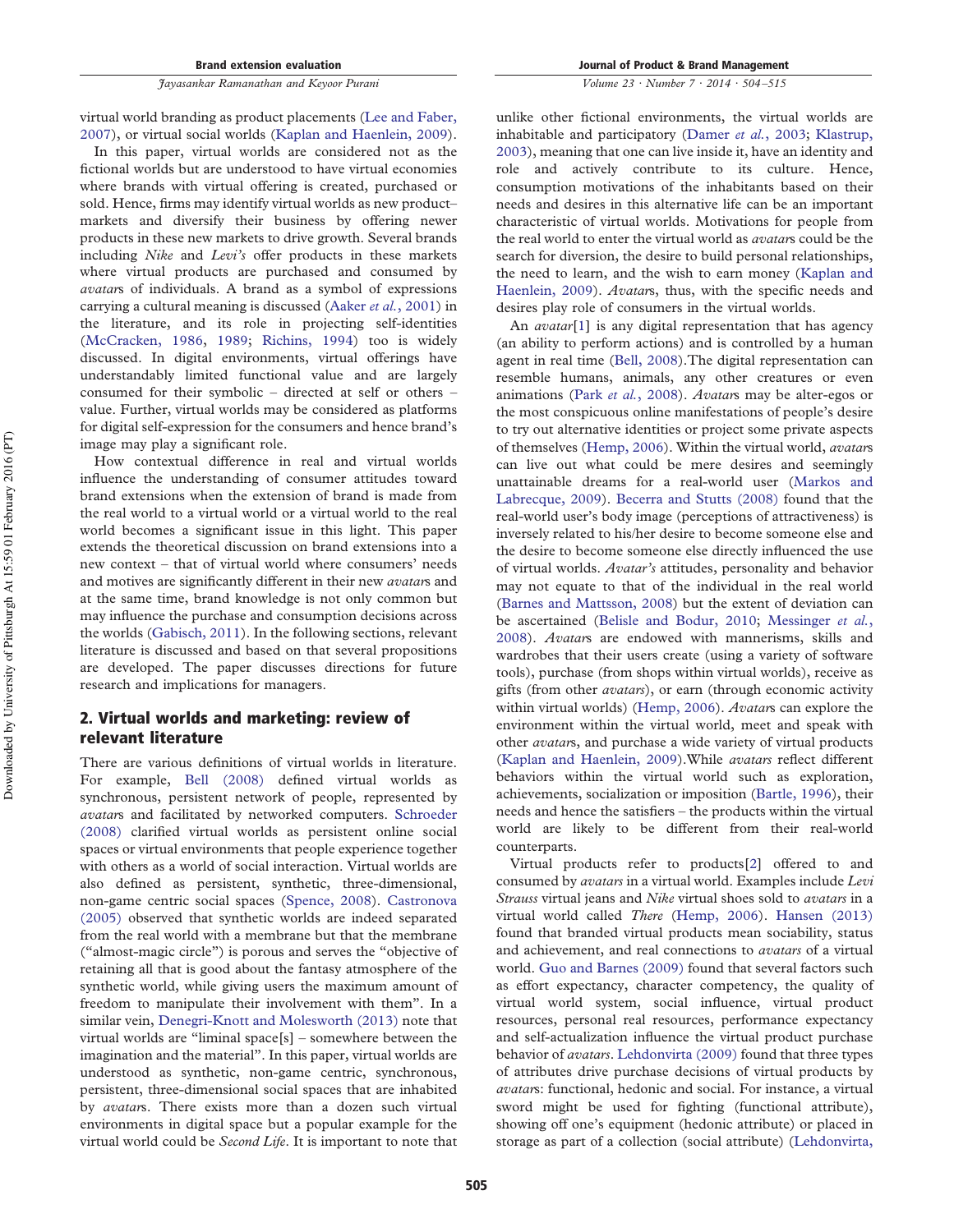virtual world branding as product placements (Lee and Faber, 2007), or virtual social worlds (Kaplan and Haenlein, 2009).

In this paper, virtual worlds are considered not as the fictional worlds but are understood to have virtual economies where brands with virtual offering is created, purchased or sold. Hence, firms may identify virtual worlds as new product–markets and diversify their business by offering newer products in these new markets to drive growth. Several brands including *Nike* and *Levi's* offer products in these markets where virtual products are purchased and consumed by *avatar*s of individuals. A brand as a symbol of expressions carrying a cultural meaning is discussed (Aaker *et al.*, 2001) in the literature, and its role in projecting self-identities (McCracken, 1986, 1989; Richins, 1994) too is widely discussed. In digital environments, virtual offerings have understandably limited functional value and are largely consumed for their symbolic – directed at self or others – value. Further, virtual worlds may be considered as platforms for digital self-expression for the consumers and hence brand's image may play a significant role.

How contextual difference in real and virtual worlds influence the understanding of consumer attitudes toward brand extensions when the extension of brand is made from the real world to a virtual world or a virtual world to the real world becomes a significant issue in this light. This paper extends the theoretical discussion on brand extensions into a new context – that of virtual world where consumers' needs and motives are significantly different in their new *avatar*s and at the same time, brand knowledge is not only common but may influence the purchase and consumption decisions across the worlds (Gabisch, 2011). In the following sections, relevant literature is discussed and based on that several propositions are developed. The paper discusses directions for future research and implications for managers.

## 2. Virtual worlds and marketing: review of relevant literature

There are various definitions of virtual worlds in literature. For example, Bell (2008) defined virtual worlds as synchronous, persistent network of people, represented by *avatar*s and facilitated by networked computers. Schroeder (2008) clarified virtual worlds as persistent online social spaces or virtual environments that people experience together with others as a world of social interaction. Virtual worlds are also defined as persistent, synthetic, three-dimensional, non-game centric social spaces (Spence, 2008). Castronova (2005) observed that synthetic worlds are indeed separated from the real world with a membrane but that the membrane ("almost-magic circle") is porous and serves the "objective of retaining all that is good about the fantasy atmosphere of the synthetic world, while giving users the maximum amount of freedom to manipulate their involvement with them". In a similar vein, Denegri-Knott and Molesworth (2013) note that virtual worlds are "liminal space[s] – somewhere between the imagination and the material". In this paper, virtual worlds are understood as synthetic, non-game centric, synchronous, persistent, three-dimensional social spaces that are inhabited by *avatar*s. There exists more than a dozen such virtual environments in digital space but a popular example for the virtual world could be *Second Life*. It is important to note that unlike other fictional environments, the virtual worlds are inhabitable and participatory (Damer *et al.*, 2003; Klastrup, 2003), meaning that one can live inside it, have an identity and role and actively contribute to its culture. Hence, consumption motivations of the inhabitants based on their needs and desires in this alternative life can be an important characteristic of virtual worlds. Motivations for people from the real world to enter the virtual world as *avatar*s could be the search for diversion, the desire to build personal relationships, the need to learn, and the wish to earn money (Kaplan and Haenlein, 2009). *Avatar*s, thus, with the specific needs and desires play role of consumers in the virtual worlds.

An *avatar*[1] is any digital representation that has agency (an ability to perform actions) and is controlled by a human agent in real time (Bell, 2008).The digital representation can resemble humans, animals, any other creatures or even animations (Park *et al.*, 2008). *Avatar*s may be alter-egos or the most conspicuous online manifestations of people's desire to try out alternative identities or project some private aspects of themselves (Hemp, 2006). Within the virtual world, *avatar*s can live out what could be mere desires and seemingly unattainable dreams for a real-world user (Markos and Labrecque, 2009). Becerra and Stutts (2008) found that the real-world user's body image (perceptions of attractiveness) is inversely related to his/her desire to become someone else and the desire to become someone else directly influenced the use of virtual worlds. *Avatar's* attitudes, personality and behavior may not equate to that of the individual in the real world (Barnes and Mattsson, 2008) but the extent of deviation can be ascertained (Belisle and Bodur, 2010; Messinger *et al.*, 2008). *Avatar*s are endowed with mannerisms, skills and wardrobes that their users create (using a variety of software tools), purchase (from shops within virtual worlds), receive as gifts (from other *avatars*), or earn (through economic activity within virtual worlds) (Hemp, 2006). *Avatar*s can explore the environment within the virtual world, meet and speak with other *avatar*s, and purchase a wide variety of virtual products (Kaplan and Haenlein, 2009).While *avatars* reflect different behaviors within the virtual world such as exploration, achievements, socialization or imposition (Bartle, 1996), their needs and hence the satisfiers – the products within the virtual world are likely to be different from their real-world counterparts.

Virtual products refer to products[2] offered to and consumed by *avatars* in a virtual world. Examples include *Levi Strauss* virtual jeans and *Nike* virtual shoes sold to *avatars* in a virtual world called *There* (Hemp, 2006). Hansen (2013) found that branded virtual products mean sociability, status and achievement, and real connections to *avatars* of a virtual world. Guo and Barnes (2009) found that several factors such as effort expectancy, character competency, the quality of virtual world system, social influence, virtual product resources, personal real resources, performance expectancy and self-actualization influence the virtual product purchase behavior of *avatars*. Lehdonvirta (2009) found that three types of attributes drive purchase decisions of virtual products by *avatar*s: functional, hedonic and social. For instance, a virtual sword might be used for fighting (functional attribute), showing off one's equipment (hedonic attribute) or placed in storage as part of a collection (social attribute) (Lehdonvirta,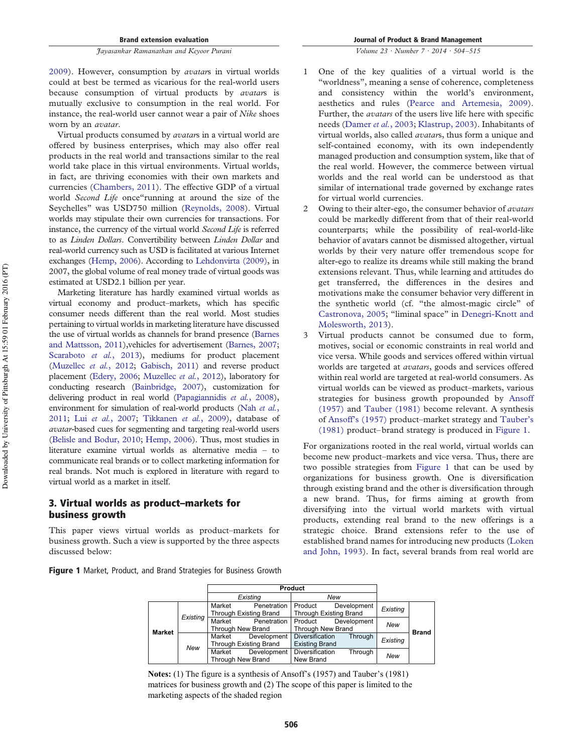2009). However, consumption by *avatar*s in virtual worlds could at best be termed as vicarious for the real-world users because consumption of virtual products by *avatar*s is mutually exclusive to consumption in the real world. For instance, the real-world user cannot wear a pair of *Nike* shoes worn by an *avatar*.

Virtual products consumed by *avatar*s in a virtual world are offered by business enterprises, which may also offer real products in the real world and transactions similar to the real world take place in this virtual environments. Virtual worlds, in fact, are thriving economies with their own markets and currencies (Chambers, 2011). The effective GDP of a virtual world *Second Life* once"running at around the size of the Seychelles" was USD750 million (Reynolds, 2008). Virtual worlds may stipulate their own currencies for transactions. For instance, the currency of the virtual world *Second Life* is referred to as *Linden Dollars*. Convertibility between *Linden Dollar* and real-world currency such as USD is facilitated at various Internet exchanges (Hemp, 2006). According to Lehdonvirta (2009), in 2007, the global volume of real money trade of virtual goods was estimated at USD2.1 billion per year.

Marketing literature has hardly examined virtual worlds as virtual economy and product–markets, which has specific consumer needs different than the real world. Most studies pertaining to virtual worlds in marketing literature have discussed the use of virtual worlds as channels for brand presence (Barnes and Mattsson, 2011),vehicles for advertisement (Barnes, 2007; Scaraboto *et al.*, 2013), mediums for product placement (Muzellec *et al.*, 2012; Gabisch, 2011) and reverse product placement (Edery, 2006; Muzellec *et al.*, 2012), laboratory for conducting research (Bainbridge, 2007), customization for delivering product in real world (Papagiannidis *et al.*, 2008), environment for simulation of real-world products (Nah *et al.*, 2011; Lui *et al.*, 2007; Tikkanen *et al.*, 2009), database of *avatar*-based cues for segmenting and targeting real-world users (Belisle and Bodur, 2010; Hemp, 2006). Thus, most studies in literature examine virtual worlds as alternative media – to communicate real brands or to collect marketing information for real brands. Not much is explored in literature with regard to virtual world as a market in itself.

## 3. Virtual worlds as product–markets for business growth

This paper views virtual worlds as product–markets for business growth. Such a view is supported by the three aspects discussed below:

1. One of the key qualities of a virtual world is the "worldness", meaning a sense of coherence, completeness and consistency within the world's environment, aesthetics and rules (Pearce and Artemesia, 2009). Further, the *avatars* of the users live life here with specific needs (Damer *et al.*, 2003; Klastrup, 2003). Inhabitants of virtual worlds, also called *avatar*s, thus form a unique and self-contained economy, with its own independently managed production and consumption system, like that of the real world. However, the commerce between virtual worlds and the real world can be understood as that similar of international trade governed by exchange rates for virtual world currencies.
2. Owing to their alter-ego, the consumer behavior of *avatars* could be markedly different from that of their real-world counterparts; while the possibility of real-world-like behavior of avatars cannot be dismissed altogether, virtual worlds by their very nature offer tremendous scope for alter-ego to realize its dreams while still making the brand extensions relevant. Thus, while learning and attitudes do get transferred, the differences in the desires and motivations make the consumer behavior very different in the synthetic world (cf. "the almost-magic circle" of Castronova, 2005; "liminal space" in Denegri-Knott and Molesworth, 2013).
3. Virtual products cannot be consumed due to form, motives, social or economic constraints in real world and vice versa. While goods and services offered within virtual worlds are targeted at *avatars*, goods and services offered within real world are targeted at real-world consumers. As virtual worlds can be viewed as product–markets, various strategies for business growth propounded by Ansoff (1957) and Tauber (1981) become relevant. A synthesis of Ansoff's (1957) product–market strategy and Tauber's (1981) product–brand strategy is produced in Figure 1.

For organizations rooted in the real world, virtual worlds can become new product–markets and vice versa. Thus, there are two possible strategies from Figure 1 that can be used by organizations for business growth. One is diversification through existing brand and the other is diversification through a new brand. Thus, for firms aiming at growth from diversifying into the virtual world markets with virtual products, extending real brand to the new offerings is a strategic choice. Brand extensions refer to the use of established brand names for introducing new products (Loken and John, 1993). In fact, several brands from real world are

**Figure 1** Market, Product, and Brand Strategies for Business Growth

| | | Product | | | |
|---|---|---|---|---|---|
| | | *Existing* | *New* | | |
| **Market** | *Existing* | Market Penetration Through Existing Brand | Product Development Through Existing Brand | *Existing* | **Brand** |
| | | Market Penetration Through New Brand | Product Development Through New Brand | *New* | |
| | *New* | Market Development Through Existing Brand | Diversification Through Existing Brand | *Existing* | |
| | | Market Development Through New Brand | Diversification Through New Brand | *New* | |

**Notes:** (1) The figure is a synthesis of Ansoff's (1957) and Tauber's (1981) matrices for business growth and (2) The scope of this paper is limited to the marketing aspects of the shaded region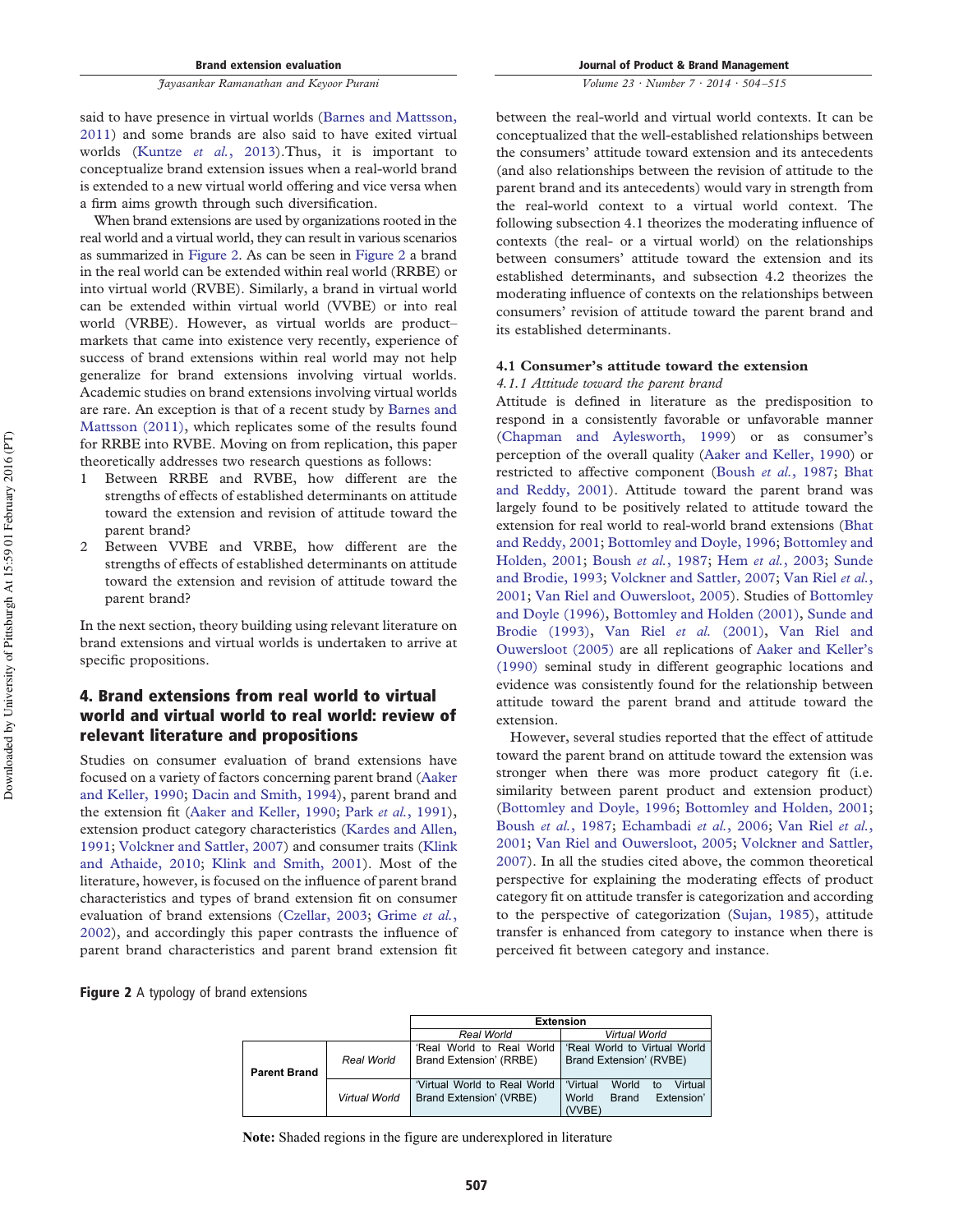said to have presence in virtual worlds (Barnes and Mattsson, 2011) and some brands are also said to have exited virtual worlds (Kuntze *et al.*, 2013).Thus, it is important to conceptualize brand extension issues when a real-world brand is extended to a new virtual world offering and vice versa when a firm aims growth through such diversification.

When brand extensions are used by organizations rooted in the real world and a virtual world, they can result in various scenarios as summarized in Figure 2. As can be seen in Figure 2 a brand in the real world can be extended within real world (RRBE) or into virtual world (RVBE). Similarly, a brand in virtual world can be extended within virtual world (VVBE) or into real world (VRBE). However, as virtual worlds are product–markets that came into existence very recently, experience of success of brand extensions within real world may not help generalize for brand extensions involving virtual worlds. Academic studies on brand extensions involving virtual worlds are rare. An exception is that of a recent study by Barnes and Mattsson (2011), which replicates some of the results found for RRBE into RVBE. Moving on from replication, this paper theoretically addresses two research questions as follows:

1. Between RRBE and RVBE, how different are the strengths of effects of established determinants on attitude toward the extension and revision of attitude toward the parent brand?
2. Between VVBE and VRBE, how different are the strengths of effects of established determinants on attitude toward the extension and revision of attitude toward the parent brand?

In the next section, theory building using relevant literature on brand extensions and virtual worlds is undertaken to arrive at specific propositions.

## 4. Brand extensions from real world to virtual world and virtual world to real world: review of relevant literature and propositions

Studies on consumer evaluation of brand extensions have focused on a variety of factors concerning parent brand (Aaker and Keller, 1990; Dacin and Smith, 1994), parent brand and the extension fit (Aaker and Keller, 1990; Park *et al.*, 1991), extension product category characteristics (Kardes and Allen, 1991; Volckner and Sattler, 2007) and consumer traits (Klink and Athaide, 2010; Klink and Smith, 2001). Most of the literature, however, is focused on the influence of parent brand characteristics and types of brand extension fit on consumer evaluation of brand extensions (Czellar, 2003; Grime *et al.*, 2002), and accordingly this paper contrasts the influence of parent brand characteristics and parent brand extension fit between the real-world and virtual world contexts. It can be conceptualized that the well-established relationships between the consumers' attitude toward extension and its antecedents (and also relationships between the revision of attitude to the parent brand and its antecedents) would vary in strength from the real-world context to a virtual world context. The following subsection 4.1 theorizes the moderating influence of contexts (the real- or a virtual world) on the relationships between consumers' attitude toward the extension and its established determinants, and subsection 4.2 theorizes the moderating influence of contexts on the relationships between consumers' revision of attitude toward the parent brand and its established determinants.

### 4.1 Consumer's attitude toward the extension

*4.1.1 Attitude toward the parent brand*

Attitude is defined in literature as the predisposition to respond in a consistently favorable or unfavorable manner (Chapman and Aylesworth, 1999) or as consumer's perception of the overall quality (Aaker and Keller, 1990) or restricted to affective component (Boush *et al.*, 1987; Bhat and Reddy, 2001). Attitude toward the parent brand was largely found to be positively related to attitude toward the extension for real world to real-world brand extensions (Bhat and Reddy, 2001; Bottomley and Doyle, 1996; Bottomley and Holden, 2001; Boush *et al.*, 1987; Hem *et al.*, 2003; Sunde and Brodie, 1993; Volckner and Sattler, 2007; Van Riel *et al.*, 2001; Van Riel and Ouwersloot, 2005). Studies of Bottomley and Doyle (1996), Bottomley and Holden (2001), Sunde and Brodie (1993), Van Riel *et al.* (2001), Van Riel and Ouwersloot (2005) are all replications of Aaker and Keller's (1990) seminal study in different geographic locations and evidence was consistently found for the relationship between attitude toward the parent brand and attitude toward the extension.

However, several studies reported that the effect of attitude toward the parent brand on attitude toward the extension was stronger when there was more product category fit (i.e. similarity between parent product and extension product) (Bottomley and Doyle, 1996; Bottomley and Holden, 2001; Boush *et al.*, 1987; Echambadi *et al.*, 2006; Van Riel *et al.*, 2001; Van Riel and Ouwersloot, 2005; Volckner and Sattler, 2007). In all the studies cited above, the common theoretical perspective for explaining the moderating effects of product category fit on attitude transfer is categorization and according to the perspective of categorization (Sujan, 1985), attitude transfer is enhanced from category to instance when there is perceived fit between category and instance.

**Figure 2** A typology of brand extensions

| | | Extension | |
|---|---|---|---|
| | | *Real World* | *Virtual World* |
| **Parent Brand** | *Real World* | 'Real World to Real World Brand Extension' (RRBE) | 'Real World to Virtual World Brand Extension' (RVBE) |
| | *Virtual World* | 'Virtual World to Real World Brand Extension' (VRBE) | 'Virtual World to Virtual World Brand Extension' (VVBE) |

**Note:** Shaded regions in the figure are underexplored in literature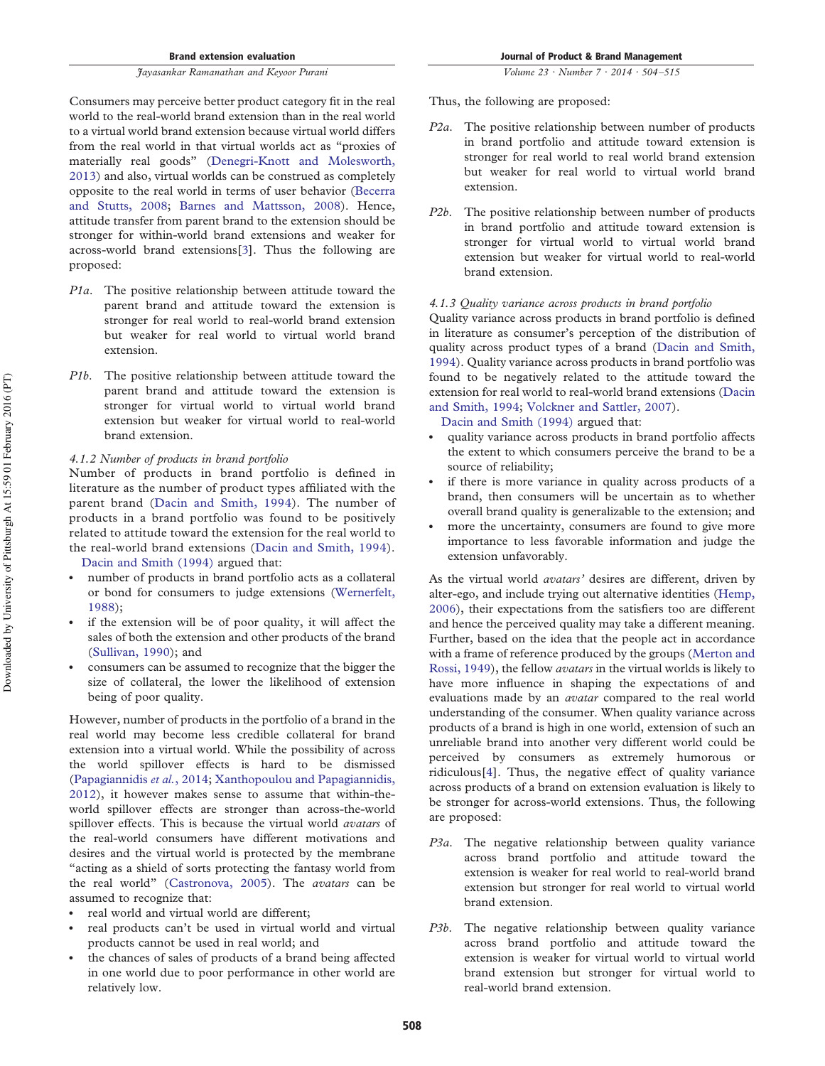Consumers may perceive better product category fit in the real world to the real-world brand extension than in the real world to a virtual world brand extension because virtual world differs from the real world in that virtual worlds act as "proxies of materially real goods" (Denegri-Knott and Molesworth, 2013) and also, virtual worlds can be construed as completely opposite to the real world in terms of user behavior (Becerra and Stutts, 2008; Barnes and Mattsson, 2008). Hence, attitude transfer from parent brand to the extension should be stronger for within-world brand extensions and weaker for across-world brand extensions[3]. Thus the following are proposed:

- *P1a.* The positive relationship between attitude toward the parent brand and attitude toward the extension is stronger for real world to real-world brand extension but weaker for real world to virtual world brand extension.
- *P1b.* The positive relationship between attitude toward the parent brand and attitude toward the extension is stronger for virtual world to virtual world brand extension but weaker for virtual world to real-world brand extension.

#### 4.1.2 Number of products in brand portfolio

Number of products in brand portfolio is defined in literature as the number of product types affiliated with the parent brand (Dacin and Smith, 1994). The number of products in a brand portfolio was found to be positively related to attitude toward the extension for the real world to the real-world brand extensions (Dacin and Smith, 1994). Dacin and Smith (1994) argued that:

- number of products in brand portfolio acts as a collateral or bond for consumers to judge extensions (Wernerfelt, 1988);
- if the extension will be of poor quality, it will affect the sales of both the extension and other products of the brand (Sullivan, 1990); and
- consumers can be assumed to recognize that the bigger the size of collateral, the lower the likelihood of extension being of poor quality.

However, number of products in the portfolio of a brand in the real world may become less credible collateral for brand extension into a virtual world. While the possibility of across the world spillover effects is hard to be dismissed (Papagiannidis *et al.*, 2014; Xanthopoulou and Papagiannidis, 2012), it however makes sense to assume that within-the-world spillover effects are stronger than across-the-world spillover effects. This is because the virtual world *avatars* of the real-world consumers have different motivations and desires and the virtual world is protected by the membrane "acting as a shield of sorts protecting the fantasy world from the real world" (Castronova, 2005). The *avatars* can be assumed to recognize that:

- real world and virtual world are different;
- real products can't be used in virtual world and virtual products cannot be used in real world; and
- the chances of sales of products of a brand being affected in one world due to poor performance in other world are relatively low.

Thus, the following are proposed:

- *P2a.* The positive relationship between number of products in brand portfolio and attitude toward extension is stronger for real world to real world brand extension but weaker for real world to virtual world brand extension.
- *P2b.* The positive relationship between number of products in brand portfolio and attitude toward extension is stronger for virtual world to virtual world brand extension but weaker for virtual world to real-world brand extension.

#### 4.1.3 Quality variance across products in brand portfolio

Quality variance across products in brand portfolio is defined in literature as consumer's perception of the distribution of quality across product types of a brand (Dacin and Smith, 1994). Quality variance across products in brand portfolio was found to be negatively related to the attitude toward the extension for real world to real-world brand extensions (Dacin and Smith, 1994; Volckner and Sattler, 2007).

Dacin and Smith (1994) argued that:

- quality variance across products in brand portfolio affects the extent to which consumers perceive the brand to be a source of reliability;
- if there is more variance in quality across products of a brand, then consumers will be uncertain as to whether overall brand quality is generalizable to the extension; and
- more the uncertainty, consumers are found to give more importance to less favorable information and judge the extension unfavorably.

As the virtual world *avatars'* desires are different, driven by alter-ego, and include trying out alternative identities (Hemp, 2006), their expectations from the satisfiers too are different and hence the perceived quality may take a different meaning. Further, based on the idea that the people act in accordance with a frame of reference produced by the groups (Merton and Rossi, 1949), the fellow *avatars* in the virtual worlds is likely to have more influence in shaping the expectations of and evaluations made by an *avatar* compared to the real world understanding of the consumer. When quality variance across products of a brand is high in one world, extension of such an unreliable brand into another very different world could be perceived by consumers as extremely humorous or ridiculous[4]. Thus, the negative effect of quality variance across products of a brand on extension evaluation is likely to be stronger for across-world extensions. Thus, the following are proposed:

- *P3a.* The negative relationship between quality variance across brand portfolio and attitude toward the extension is weaker for real world to real-world brand extension but stronger for real world to virtual world brand extension.
- *P3b.* The negative relationship between quality variance across brand portfolio and attitude toward the extension is weaker for virtual world to virtual world brand extension but stronger for virtual world to real-world brand extension.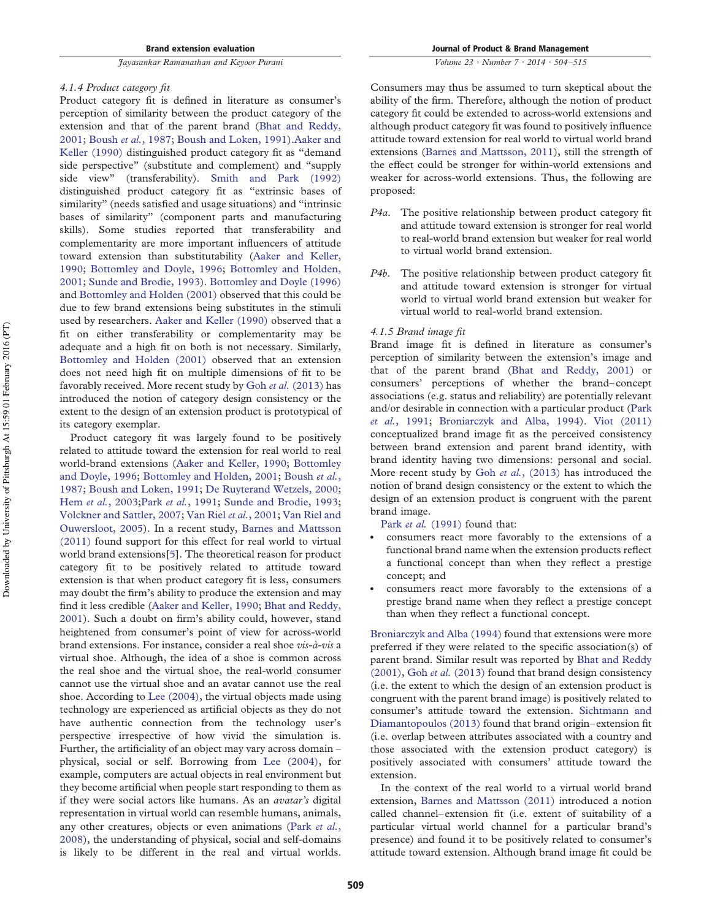### 4.1.4 Product category fit

Product category fit is defined in literature as consumer's perception of similarity between the product category of the extension and that of the parent brand (Bhat and Reddy, 2001; Boush *et al.*, 1987; Boush and Loken, 1991).Aaker and Keller (1990) distinguished product category fit as "demand side perspective" (substitute and complement) and "supply side view" (transferability). Smith and Park (1992) distinguished product category fit as "extrinsic bases of similarity" (needs satisfied and usage situations) and "intrinsic bases of similarity" (component parts and manufacturing skills). Some studies reported that transferability and complementarity are more important influencers of attitude toward extension than substitutability (Aaker and Keller, 1990; Bottomley and Doyle, 1996; Bottomley and Holden, 2001; Sunde and Brodie, 1993). Bottomley and Doyle (1996) and Bottomley and Holden (2001) observed that this could be due to few brand extensions being substitutes in the stimuli used by researchers. Aaker and Keller (1990) observed that a fit on either transferability or complementarity may be adequate and a high fit on both is not necessary. Similarly, Bottomley and Holden (2001) observed that an extension does not need high fit on multiple dimensions of fit to be favorably received. More recent study by Goh *et al.* (2013) has introduced the notion of category design consistency or the extent to the design of an extension product is prototypical of its category exemplar.

Product category fit was largely found to be positively related to attitude toward the extension for real world to real world-brand extensions (Aaker and Keller, 1990; Bottomley and Doyle, 1996; Bottomley and Holden, 2001; Boush *et al.*, 1987; Boush and Loken, 1991; De Ruyterand Wetzels, 2000; Hem *et al.*, 2003;Park *et al.*, 1991; Sunde and Brodie, 1993; Volckner and Sattler, 2007; Van Riel *et al.*, 2001; Van Riel and Ouwersloot, 2005). In a recent study, Barnes and Mattsson (2011) found support for this effect for real world to virtual world brand extensions[5]. The theoretical reason for product category fit to be positively related to attitude toward extension is that when product category fit is less, consumers may doubt the firm's ability to produce the extension and may find it less credible (Aaker and Keller, 1990; Bhat and Reddy, 2001). Such a doubt on firm's ability could, however, stand heightened from consumer's point of view for across-world brand extensions. For instance, consider a real shoe *vis-à-vis* a virtual shoe. Although, the idea of a shoe is common across the real shoe and the virtual shoe, the real-world consumer cannot use the virtual shoe and an avatar cannot use the real shoe. According to Lee (2004), the virtual objects made using technology are experienced as artificial objects as they do not have authentic connection from the technology user's perspective irrespective of how vivid the simulation is. Further, the artificiality of an object may vary across domain – physical, social or self. Borrowing from Lee (2004), for example, computers are actual objects in real environment but they become artificial when people start responding to them as if they were social actors like humans. As an *avatar's* digital representation in virtual world can resemble humans, animals, any other creatures, objects or even animations (Park *et al.*, 2008), the understanding of physical, social and self-domains is likely to be different in the real and virtual worlds. Consumers may thus be assumed to turn skeptical about the ability of the firm. Therefore, although the notion of product category fit could be extended to across-world extensions and although product category fit was found to positively influence attitude toward extension for real world to virtual world brand extensions (Barnes and Mattsson, 2011), still the strength of the effect could be stronger for within-world extensions and weaker for across-world extensions. Thus, the following are proposed:

*P4a.* The positive relationship between product category fit and attitude toward extension is stronger for real world to real-world brand extension but weaker for real world to virtual world brand extension.

*P4b.* The positive relationship between product category fit and attitude toward extension is stronger for virtual world to virtual world brand extension but weaker for virtual world to real-world brand extension.

### 4.1.5 Brand image fit

Brand image fit is defined in literature as consumer's perception of similarity between the extension's image and that of the parent brand (Bhat and Reddy, 2001) or consumers' perceptions of whether the brand–concept associations (e.g. status and reliability) are potentially relevant and/or desirable in connection with a particular product (Park *et al.*, 1991; Broniarczyk and Alba, 1994). Viot (2011) conceptualized brand image fit as the perceived consistency between brand extension and parent brand identity, with brand identity having two dimensions: personal and social. More recent study by Goh *et al.*, (2013) has introduced the notion of brand design consistency or the extent to which the design of an extension product is congruent with the parent brand image.

Park *et al.* (1991) found that:

- consumers react more favorably to the extensions of a functional brand name when the extension products reflect a functional concept than when they reflect a prestige concept; and
- consumers react more favorably to the extensions of a prestige brand name when they reflect a prestige concept than when they reflect a functional concept.

Broniarczyk and Alba (1994) found that extensions were more preferred if they were related to the specific association(s) of parent brand. Similar result was reported by Bhat and Reddy (2001), Goh *et al.* (2013) found that brand design consistency (i.e. the extent to which the design of an extension product is congruent with the parent brand image) is positively related to consumer's attitude toward the extension. Sichtmann and Diamantopoulos (2013) found that brand origin–extension fit (i.e. overlap between attributes associated with a country and those associated with the extension product category) is positively associated with consumers' attitude toward the extension.

In the context of the real world to a virtual world brand extension, Barnes and Mattsson (2011) introduced a notion called channel–extension fit (i.e. extent of suitability of a particular virtual world channel for a particular brand's presence) and found it to be positively related to consumer's attitude toward extension. Although brand image fit could be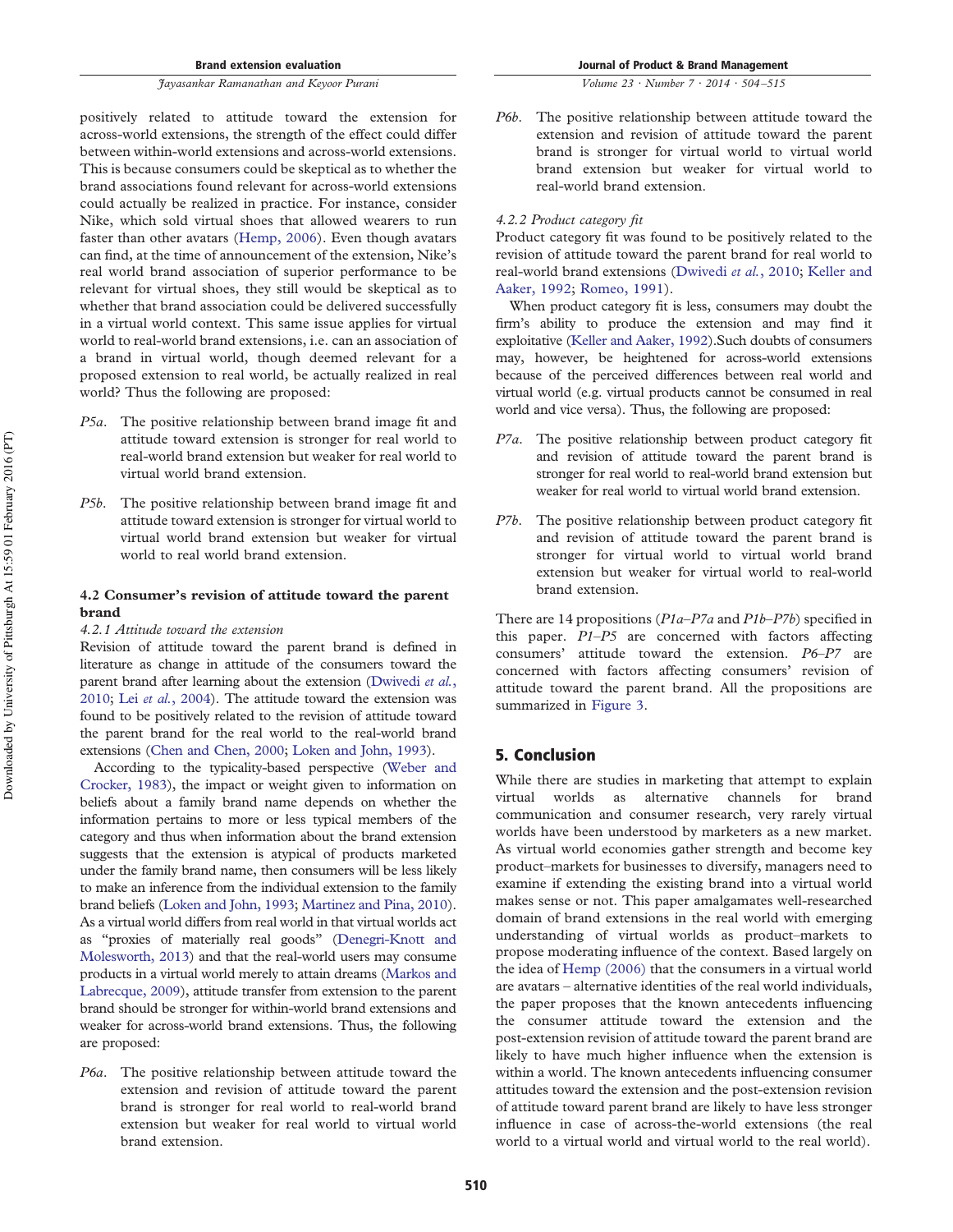positively related to attitude toward the extension for across-world extensions, the strength of the effect could differ between within-world extensions and across-world extensions. This is because consumers could be skeptical as to whether the brand associations found relevant for across-world extensions could actually be realized in practice. For instance, consider Nike, which sold virtual shoes that allowed wearers to run faster than other avatars (Hemp, 2006). Even though avatars can find, at the time of announcement of the extension, Nike's real world brand association of superior performance to be relevant for virtual shoes, they still would be skeptical as to whether that brand association could be delivered successfully in a virtual world context. This same issue applies for virtual world to real-world brand extensions, i.e. can an association of a brand in virtual world, though deemed relevant for a proposed extension to real world, be actually realized in real world? Thus the following are proposed:

*P5a*. The positive relationship between brand image fit and attitude toward extension is stronger for real world to real-world brand extension but weaker for real world to virtual world brand extension.

*P5b*. The positive relationship between brand image fit and attitude toward extension is stronger for virtual world to virtual world brand extension but weaker for virtual world to real world brand extension.

### 4.2 Consumer's revision of attitude toward the parent brand

#### *4.2.1 Attitude toward the extension*

Revision of attitude toward the parent brand is defined in literature as change in attitude of the consumers toward the parent brand after learning about the extension (Dwivedi *et al.*, 2010; Lei *et al.*, 2004). The attitude toward the extension was found to be positively related to the revision of attitude toward the parent brand for the real world to the real-world brand extensions (Chen and Chen, 2000; Loken and John, 1993).

According to the typicality-based perspective (Weber and Crocker, 1983), the impact or weight given to information on beliefs about a family brand name depends on whether the information pertains to more or less typical members of the category and thus when information about the brand extension suggests that the extension is atypical of products marketed under the family brand name, then consumers will be less likely to make an inference from the individual extension to the family brand beliefs (Loken and John, 1993; Martinez and Pina, 2010). As a virtual world differs from real world in that virtual worlds act as "proxies of materially real goods" (Denegri-Knott and Molesworth, 2013) and that the real-world users may consume products in a virtual world merely to attain dreams (Markos and Labrecque, 2009), attitude transfer from extension to the parent brand should be stronger for within-world brand extensions and weaker for across-world brand extensions. Thus, the following are proposed:

*P6a*. The positive relationship between attitude toward the extension and revision of attitude toward the parent brand is stronger for real world to real-world brand extension but weaker for real world to virtual world brand extension.

*P6b*. The positive relationship between attitude toward the extension and revision of attitude toward the parent brand is stronger for virtual world to virtual world brand extension but weaker for virtual world to real-world brand extension.

#### *4.2.2 Product category fit*

Product category fit was found to be positively related to the revision of attitude toward the parent brand for real world to real-world brand extensions (Dwivedi *et al.*, 2010; Keller and Aaker, 1992; Romeo, 1991).

When product category fit is less, consumers may doubt the firm's ability to produce the extension and may find it exploitative (Keller and Aaker, 1992).Such doubts of consumers may, however, be heightened for across-world extensions because of the perceived differences between real world and virtual world (e.g. virtual products cannot be consumed in real world and vice versa). Thus, the following are proposed:

*P7a*. The positive relationship between product category fit and revision of attitude toward the parent brand is stronger for real world to real-world brand extension but weaker for real world to virtual world brand extension.

*P7b*. The positive relationship between product category fit and revision of attitude toward the parent brand is stronger for virtual world to virtual world brand extension but weaker for virtual world to real-world brand extension.

There are 14 propositions (*P1a–P7a* and *P1b–P7b*) specified in this paper. *P1–P5* are concerned with factors affecting consumers' attitude toward the extension. *P6–P7* are concerned with factors affecting consumers' revision of attitude toward the parent brand. All the propositions are summarized in Figure 3.

## 5. Conclusion

While there are studies in marketing that attempt to explain virtual worlds as alternative channels for brand communication and consumer research, very rarely virtual worlds have been understood by marketers as a new market. As virtual world economies gather strength and become key product–markets for businesses to diversify, managers need to examine if extending the existing brand into a virtual world makes sense or not. This paper amalgamates well-researched domain of brand extensions in the real world with emerging understanding of virtual worlds as product–markets to propose moderating influence of the context. Based largely on the idea of Hemp (2006) that the consumers in a virtual world are avatars – alternative identities of the real world individuals, the paper proposes that the known antecedents influencing the consumer attitude toward the extension and the post-extension revision of attitude toward the parent brand are likely to have much higher influence when the extension is within a world. The known antecedents influencing consumer attitudes toward the extension and the post-extension revision of attitude toward parent brand are likely to have less stronger influence in case of across-the-world extensions (the real world to a virtual world and virtual world to the real world).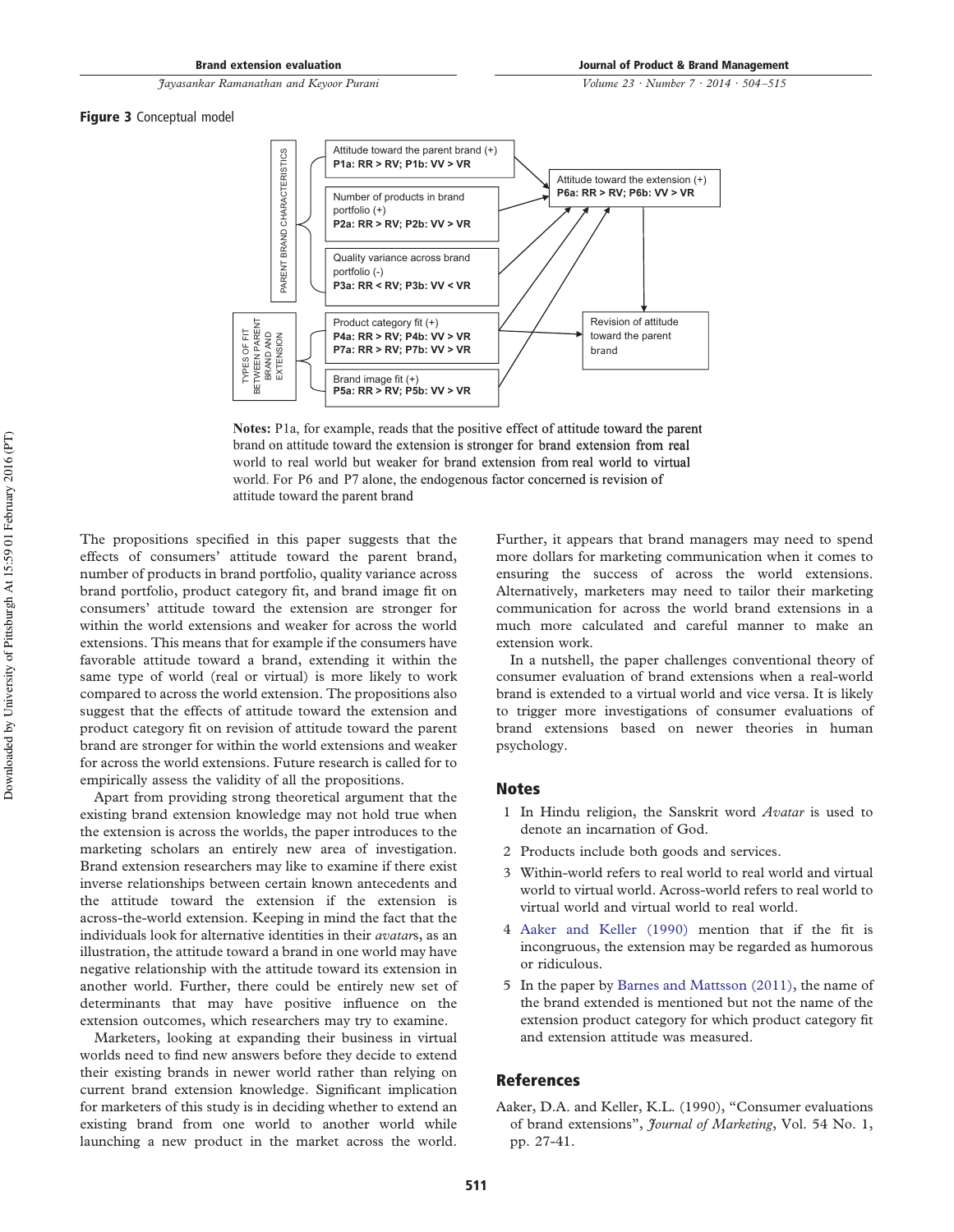**Figure 3** Conceptual model

PARENT BRAND CHARACTERISTICS

Attitude toward the parent brand (+)
**P1a: RR > RV; P1b: VV > VR**

Number of products in brand portfolio (+)
**P2a: RR > RV; P2b: VV > VR**

Quality variance across brand portfolio (-)
**P3a: RR < RV; P3b: VV < VR**

TYPES OF FIT BETWEEN PARENT BRAND AND EXTENSION

Product category fit (+)
**P4a: RR > RV; P4b: VV > VR**
**P7a: RR > RV; P7b: VV > VR**

Brand image fit (+)
**P5a: RR > RV; P5b: VV > VR**

Attitude toward the extension (+)
**P6a: RR > RV; P6b: VV > VR**

Revision of attitude toward the parent brand

**Notes:** P1a, for example, reads that the positive effect of attitude toward the parent brand on attitude toward the extension is stronger for brand extension from real world to real world but weaker for brand extension from real world to virtual world. For P6 and P7 alone, the endogenous factor concerned is revision of attitude toward the parent brand

The propositions specified in this paper suggests that the effects of consumers' attitude toward the parent brand, number of products in brand portfolio, quality variance across brand portfolio, product category fit, and brand image fit on consumers' attitude toward the extension are stronger for within the world extensions and weaker for across the world extensions. This means that for example if the consumers have favorable attitude toward a brand, extending it within the same type of world (real or virtual) is more likely to work compared to across the world extension. The propositions also suggest that the effects of attitude toward the extension and product category fit on revision of attitude toward the parent brand are stronger for within the world extensions and weaker for across the world extensions. Future research is called for to empirically assess the validity of all the propositions.

Apart from providing strong theoretical argument that the existing brand extension knowledge may not hold true when the extension is across the worlds, the paper introduces to the marketing scholars an entirely new area of investigation. Brand extension researchers may like to examine if there exist inverse relationships between certain known antecedents and the attitude toward the extension if the extension is across-the-world extension. Keeping in mind the fact that the individuals look for alternative identities in their *avatar*s, as an illustration, the attitude toward a brand in one world may have negative relationship with the attitude toward its extension in another world. Further, there could be entirely new set of determinants that may have positive influence on the extension outcomes, which researchers may try to examine.

Marketers, looking at expanding their business in virtual worlds need to find new answers before they decide to extend their existing brands in newer world rather than relying on current brand extension knowledge. Significant implication for marketers of this study is in deciding whether to extend an existing brand from one world to another world while launching a new product in the market across the world. Further, it appears that brand managers may need to spend more dollars for marketing communication when it comes to ensuring the success of across the world extensions. Alternatively, marketers may need to tailor their marketing communication for across the world brand extensions in a much more calculated and careful manner to make an extension work.

In a nutshell, the paper challenges conventional theory of consumer evaluation of brand extensions when a real-world brand is extended to a virtual world and vice versa. It is likely to trigger more investigations of consumer evaluations of brand extensions based on newer theories in human psychology.

## Notes

1. In Hindu religion, the Sanskrit word *Avatar* is used to denote an incarnation of God.
2. Products include both goods and services.
3. Within-world refers to real world to real world and virtual world to virtual world. Across-world refers to real world to virtual world and virtual world to real world.
4. Aaker and Keller (1990) mention that if the fit is incongruous, the extension may be regarded as humorous or ridiculous.
5. In the paper by Barnes and Mattsson (2011), the name of the brand extended is mentioned but not the name of the extension product category for which product category fit and extension attitude was measured.

## References

Aaker, D.A. and Keller, K.L. (1990), "Consumer evaluations of brand extensions", *Journal of Marketing*, Vol. 54 No. 1, pp. 27-41.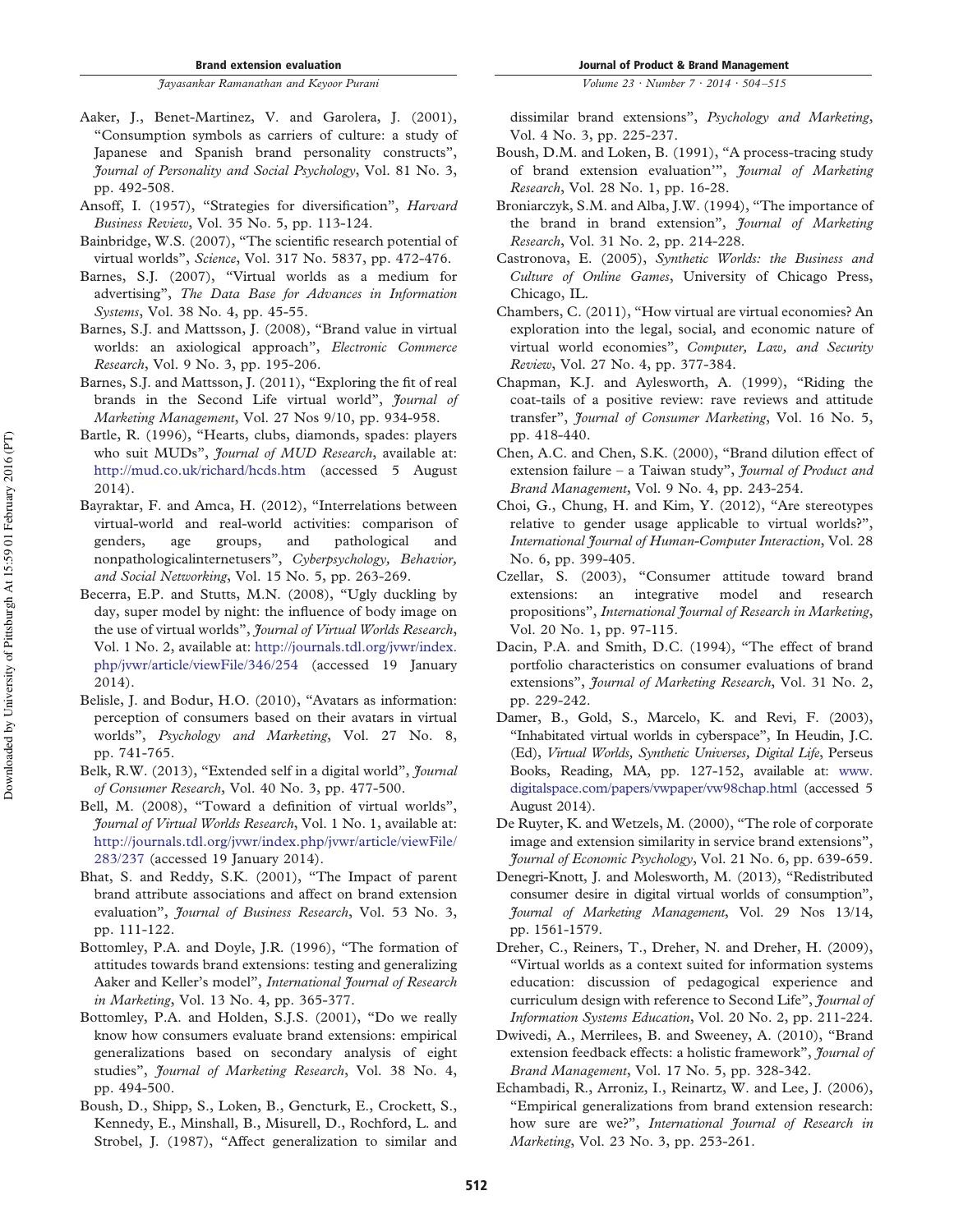Aaker, J., Benet-Martinez, V. and Garolera, J. (2001), "Consumption symbols as carriers of culture: a study of Japanese and Spanish brand personality constructs", *Journal of Personality and Social Psychology*, Vol. 81 No. 3, pp. 492-508.

Ansoff, I. (1957), "Strategies for diversification", *Harvard Business Review*, Vol. 35 No. 5, pp. 113-124.

Bainbridge, W.S. (2007), "The scientific research potential of virtual worlds", *Science*, Vol. 317 No. 5837, pp. 472-476.

Barnes, S.J. (2007), "Virtual worlds as a medium for advertising", *The Data Base for Advances in Information Systems*, Vol. 38 No. 4, pp. 45-55.

Barnes, S.J. and Mattsson, J. (2008), "Brand value in virtual worlds: an axiological approach", *Electronic Commerce Research*, Vol. 9 No. 3, pp. 195-206.

Barnes, S.J. and Mattsson, J. (2011), "Exploring the fit of real brands in the Second Life virtual world", *Journal of Marketing Management*, Vol. 27 Nos 9/10, pp. 934-958.

Bartle, R. (1996), "Hearts, clubs, diamonds, spades: players who suit MUDs", *Journal of MUD Research*, available at: http://mud.co.uk/richard/hcds.htm (accessed 5 August 2014).

Bayraktar, F. and Amca, H. (2012), "Interrelations between virtual-world and real-world activities: comparison of genders, age groups, and pathological and nonpathologicalinternetusers", *Cyberpsychology, Behavior, and Social Networking*, Vol. 15 No. 5, pp. 263-269.

Becerra, E.P. and Stutts, M.N. (2008), "Ugly duckling by day, super model by night: the influence of body image on the use of virtual worlds", *Journal of Virtual Worlds Research*, Vol. 1 No. 2, available at: http://journals.tdl.org/jvwr/index.php/jvwr/article/viewFile/346/254 (accessed 19 January 2014).

Belisle, J. and Bodur, H.O. (2010), "Avatars as information: perception of consumers based on their avatars in virtual worlds", *Psychology and Marketing*, Vol. 27 No. 8, pp. 741-765.

Belk, R.W. (2013), "Extended self in a digital world", *Journal of Consumer Research*, Vol. 40 No. 3, pp. 477-500.

Bell, M. (2008), "Toward a definition of virtual worlds", *Journal of Virtual Worlds Research*, Vol. 1 No. 1, available at: http://journals.tdl.org/jvwr/index.php/jvwr/article/viewFile/283/237 (accessed 19 January 2014).

Bhat, S. and Reddy, S.K. (2001), "The Impact of parent brand attribute associations and affect on brand extension evaluation", *Journal of Business Research*, Vol. 53 No. 3, pp. 111-122.

Bottomley, P.A. and Doyle, J.R. (1996), "The formation of attitudes towards brand extensions: testing and generalizing Aaker and Keller's model", *International Journal of Research in Marketing*, Vol. 13 No. 4, pp. 365-377.

Bottomley, P.A. and Holden, S.J.S. (2001), "Do we really know how consumers evaluate brand extensions: empirical generalizations based on secondary analysis of eight studies", *Journal of Marketing Research*, Vol. 38 No. 4, pp. 494-500.

Boush, D., Shipp, S., Loken, B., Gencturk, E., Crockett, S., Kennedy, E., Minshall, B., Misurell, D., Rochford, L. and Strobel, J. (1987), "Affect generalization to similar and dissimilar brand extensions", *Psychology and Marketing*, Vol. 4 No. 3, pp. 225-237.

Boush, D.M. and Loken, B. (1991), "A process-tracing study of brand extension evaluation'", *Journal of Marketing Research*, Vol. 28 No. 1, pp. 16-28.

Broniarczyk, S.M. and Alba, J.W. (1994), "The importance of the brand in brand extension", *Journal of Marketing Research*, Vol. 31 No. 2, pp. 214-228.

Castronova, E. (2005), *Synthetic Worlds: the Business and Culture of Online Games*, University of Chicago Press, Chicago, IL.

Chambers, C. (2011), "How virtual are virtual economies? An exploration into the legal, social, and economic nature of virtual world economies", *Computer, Law, and Security Review*, Vol. 27 No. 4, pp. 377-384.

Chapman, K.J. and Aylesworth, A. (1999), "Riding the coat-tails of a positive review: rave reviews and attitude transfer", *Journal of Consumer Marketing*, Vol. 16 No. 5, pp. 418-440.

Chen, A.C. and Chen, S.K. (2000), "Brand dilution effect of extension failure – a Taiwan study", *Journal of Product and Brand Management*, Vol. 9 No. 4, pp. 243-254.

Choi, G., Chung, H. and Kim, Y. (2012), "Are stereotypes relative to gender usage applicable to virtual worlds?", *International Journal of Human-Computer Interaction*, Vol. 28 No. 6, pp. 399-405.

Czellar, S. (2003), "Consumer attitude toward brand extensions: an integrative model and research propositions", *International Journal of Research in Marketing*, Vol. 20 No. 1, pp. 97-115.

Dacin, P.A. and Smith, D.C. (1994), "The effect of brand portfolio characteristics on consumer evaluations of brand extensions", *Journal of Marketing Research*, Vol. 31 No. 2, pp. 229-242.

Damer, B., Gold, S., Marcelo, K. and Revi, F. (2003), "Inhabitated virtual worlds in cyberspace", In Heudin, J.C. (Ed), *Virtual Worlds, Synthetic Universes, Digital Life*, Perseus Books, Reading, MA, pp. 127-152, available at: www.digitalspace.com/papers/vwpaper/vw98chap.html (accessed 5 August 2014).

De Ruyter, K. and Wetzels, M. (2000), "The role of corporate image and extension similarity in service brand extensions", *Journal of Economic Psychology*, Vol. 21 No. 6, pp. 639-659.

Denegri-Knott, J. and Molesworth, M. (2013), "Redistributed consumer desire in digital virtual worlds of consumption", *Journal of Marketing Management*, Vol. 29 Nos 13/14, pp. 1561-1579.

Dreher, C., Reiners, T., Dreher, N. and Dreher, H. (2009), "Virtual worlds as a context suited for information systems education: discussion of pedagogical experience and curriculum design with reference to Second Life", *Journal of Information Systems Education*, Vol. 20 No. 2, pp. 211-224.

Dwivedi, A., Merrilees, B. and Sweeney, A. (2010), "Brand extension feedback effects: a holistic framework", *Journal of Brand Management*, Vol. 17 No. 5, pp. 328-342.

Echambadi, R., Arroniz, I., Reinartz, W. and Lee, J. (2006), "Empirical generalizations from brand extension research: how sure are we?", *International Journal of Research in Marketing*, Vol. 23 No. 3, pp. 253-261.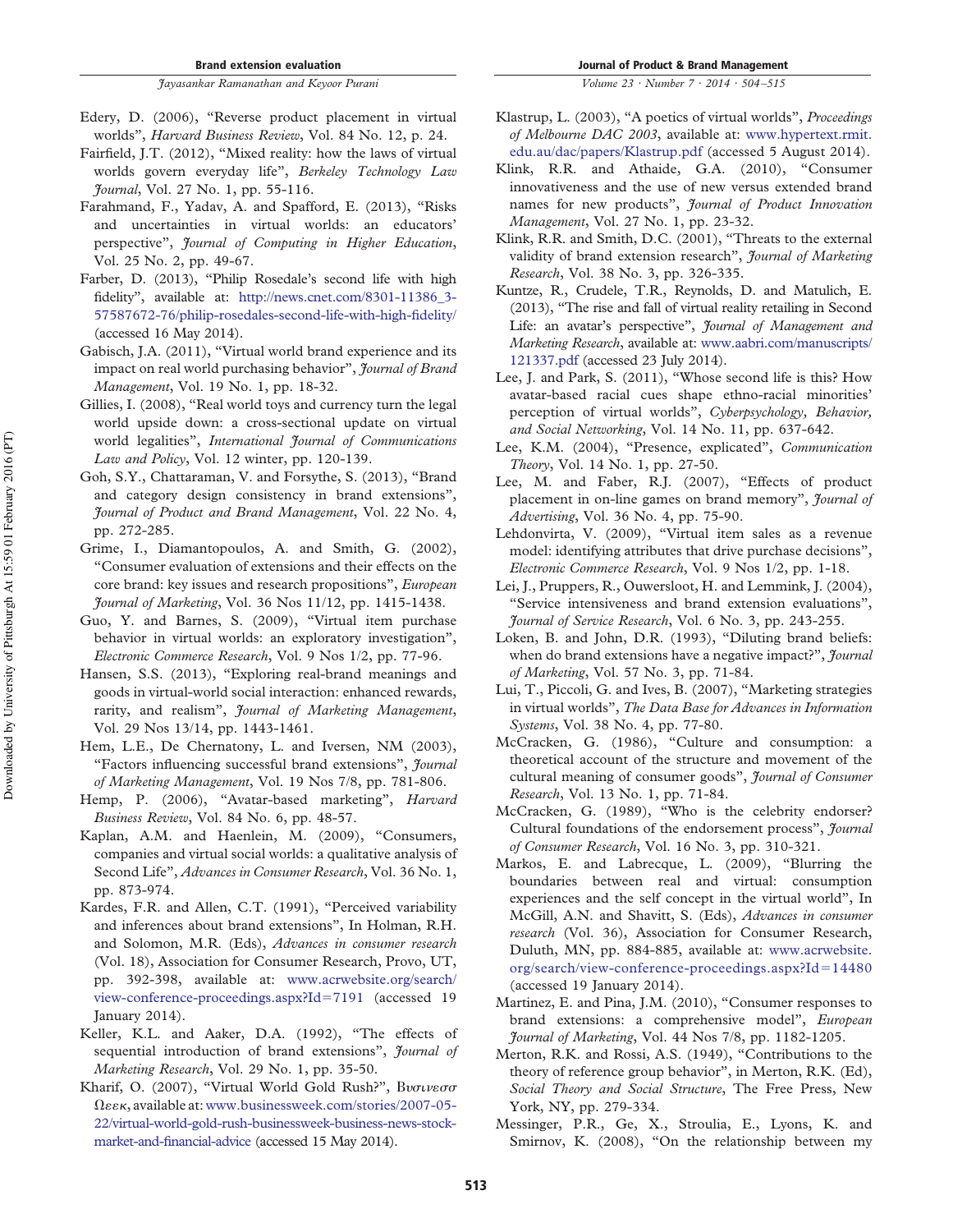Edery, D. (2006), "Reverse product placement in virtual worlds", *Harvard Business Review*, Vol. 84 No. 12, p. 24.

Fairfield, J.T. (2012), "Mixed reality: how the laws of virtual worlds govern everyday life", *Berkeley Technology Law Journal*, Vol. 27 No. 1, pp. 55-116.

Farahmand, F., Yadav, A. and Spafford, E. (2013), "Risks and uncertainties in virtual worlds: an educators' perspective", *Journal of Computing in Higher Education*, Vol. 25 No. 2, pp. 49-67.

Farber, D. (2013), "Philip Rosedale's second life with high fidelity", available at: http://news.cnet.com/8301-11386_3-57587672-76/philip-rosedales-second-life-with-high-fidelity/ (accessed 16 May 2014).

Gabisch, J.A. (2011), "Virtual world brand experience and its impact on real world purchasing behavior", *Journal of Brand Management*, Vol. 19 No. 1, pp. 18-32.

Gillies, I. (2008), "Real world toys and currency turn the legal world upside down: a cross-sectional update on virtual world legalities", *International Journal of Communications Law and Policy*, Vol. 12 winter, pp. 120-139.

Goh, S.Y., Chattaraman, V. and Forsythe, S. (2013), "Brand and category design consistency in brand extensions", *Journal of Product and Brand Management*, Vol. 22 No. 4, pp. 272-285.

Grime, I., Diamantopoulos, A. and Smith, G. (2002), "Consumer evaluation of extensions and their effects on the core brand: key issues and research propositions", *European Journal of Marketing*, Vol. 36 Nos 11/12, pp. 1415-1438.

Guo, Y. and Barnes, S. (2009), "Virtual item purchase behavior in virtual worlds: an exploratory investigation", *Electronic Commerce Research*, Vol. 9 Nos 1/2, pp. 77-96.

Hansen, S.S. (2013), "Exploring real-brand meanings and goods in virtual-world social interaction: enhanced rewards, rarity, and realism", *Journal of Marketing Management*, Vol. 29 Nos 13/14, pp. 1443-1461.

Hem, L.E., De Chernatony, L. and Iversen, NM (2003), "Factors influencing successful brand extensions", *Journal of Marketing Management*, Vol. 19 Nos 7/8, pp. 781-806.

Hemp, P. (2006), "Avatar-based marketing", *Harvard Business Review*, Vol. 84 No. 6, pp. 48-57.

Kaplan, A.M. and Haenlein, M. (2009), "Consumers, companies and virtual social worlds: a qualitative analysis of Second Life", *Advances in Consumer Research*, Vol. 36 No. 1, pp. 873-974.

Kardes, F.R. and Allen, C.T. (1991), "Perceived variability and inferences about brand extensions", In Holman, R.H. and Solomon, M.R. (Eds), *Advances in consumer research* (Vol. 18), Association for Consumer Research, Provo, UT, pp. 392-398, available at: www.acrwebsite.org/search/view-conference-proceedings.aspx?Id=7191 (accessed 19 January 2014).

Keller, K.L. and Aaker, D.A. (1992), "The effects of sequential introduction of brand extensions", *Journal of Marketing Research*, Vol. 29 No. 1, pp. 35-50.

Kharif, O. (2007), "Virtual World Gold Rush?", Βυσινεσσ Ωεεκ, available at: www.businessweek.com/stories/2007-05-22/virtual-world-gold-rush-businessweek-business-news-stock-market-and-financial-advice (accessed 15 May 2014).

Klastrup, L. (2003), "A poetics of virtual worlds", *Proceedings of Melbourne DAC 2003*, available at: www.hypertext.rmit.edu.au/dac/papers/Klastrup.pdf (accessed 5 August 2014).

Klink, R.R. and Athaide, G.A. (2010), "Consumer innovativeness and the use of new versus extended brand names for new products", *Journal of Product Innovation Management*, Vol. 27 No. 1, pp. 23-32.

Klink, R.R. and Smith, D.C. (2001), "Threats to the external validity of brand extension research", *Journal of Marketing Research*, Vol. 38 No. 3, pp. 326-335.

Kuntze, R., Crudele, T.R., Reynolds, D. and Matulich, E. (2013), "The rise and fall of virtual reality retailing in Second Life: an avatar's perspective", *Journal of Management and Marketing Research*, available at: www.aabri.com/manuscripts/121337.pdf (accessed 23 July 2014).

Lee, J. and Park, S. (2011), "Whose second life is this? How avatar-based racial cues shape ethno-racial minorities' perception of virtual worlds", *Cyberpsychology, Behavior, and Social Networking*, Vol. 14 No. 11, pp. 637-642.

Lee, K.M. (2004), "Presence, explicated", *Communication Theory*, Vol. 14 No. 1, pp. 27-50.

Lee, M. and Faber, R.J. (2007), "Effects of product placement in on-line games on brand memory", *Journal of Advertising*, Vol. 36 No. 4, pp. 75-90.

Lehdonvirta, V. (2009), "Virtual item sales as a revenue model: identifying attributes that drive purchase decisions", *Electronic Commerce Research*, Vol. 9 Nos 1/2, pp. 1-18.

Lei, J., Pruppers, R., Ouwersloot, H. and Lemmink, J. (2004), "Service intensiveness and brand extension evaluations", *Journal of Service Research*, Vol. 6 No. 3, pp. 243-255.

Loken, B. and John, D.R. (1993), "Diluting brand beliefs: when do brand extensions have a negative impact?", *Journal of Marketing*, Vol. 57 No. 3, pp. 71-84.

Lui, T., Piccoli, G. and Ives, B. (2007), "Marketing strategies in virtual worlds", *The Data Base for Advances in Information Systems*, Vol. 38 No. 4, pp. 77-80.

McCracken, G. (1986), "Culture and consumption: a theoretical account of the structure and movement of the cultural meaning of consumer goods", *Journal of Consumer Research*, Vol. 13 No. 1, pp. 71-84.

McCracken, G. (1989), "Who is the celebrity endorser? Cultural foundations of the endorsement process", *Journal of Consumer Research*, Vol. 16 No. 3, pp. 310-321.

Markos, E. and Labrecque, L. (2009), "Blurring the boundaries between real and virtual: consumption experiences and the self concept in the virtual world", In McGill, A.N. and Shavitt, S. (Eds), *Advances in consumer research* (Vol. 36), Association for Consumer Research, Duluth, MN, pp. 884-885, available at: www.acrwebsite.org/search/view-conference-proceedings.aspx?Id=14480 (accessed 19 January 2014).

Martinez, E. and Pina, J.M. (2010), "Consumer responses to brand extensions: a comprehensive model", *European Journal of Marketing*, Vol. 44 Nos 7/8, pp. 1182-1205.

Merton, R.K. and Rossi, A.S. (1949), "Contributions to the theory of reference group behavior", in Merton, R.K. (Ed), *Social Theory and Social Structure*, The Free Press, New York, NY, pp. 279-334.

Messinger, P.R., Ge, X., Stroulia, E., Lyons, K. and Smirnov, K. (2008), "On the relationship between my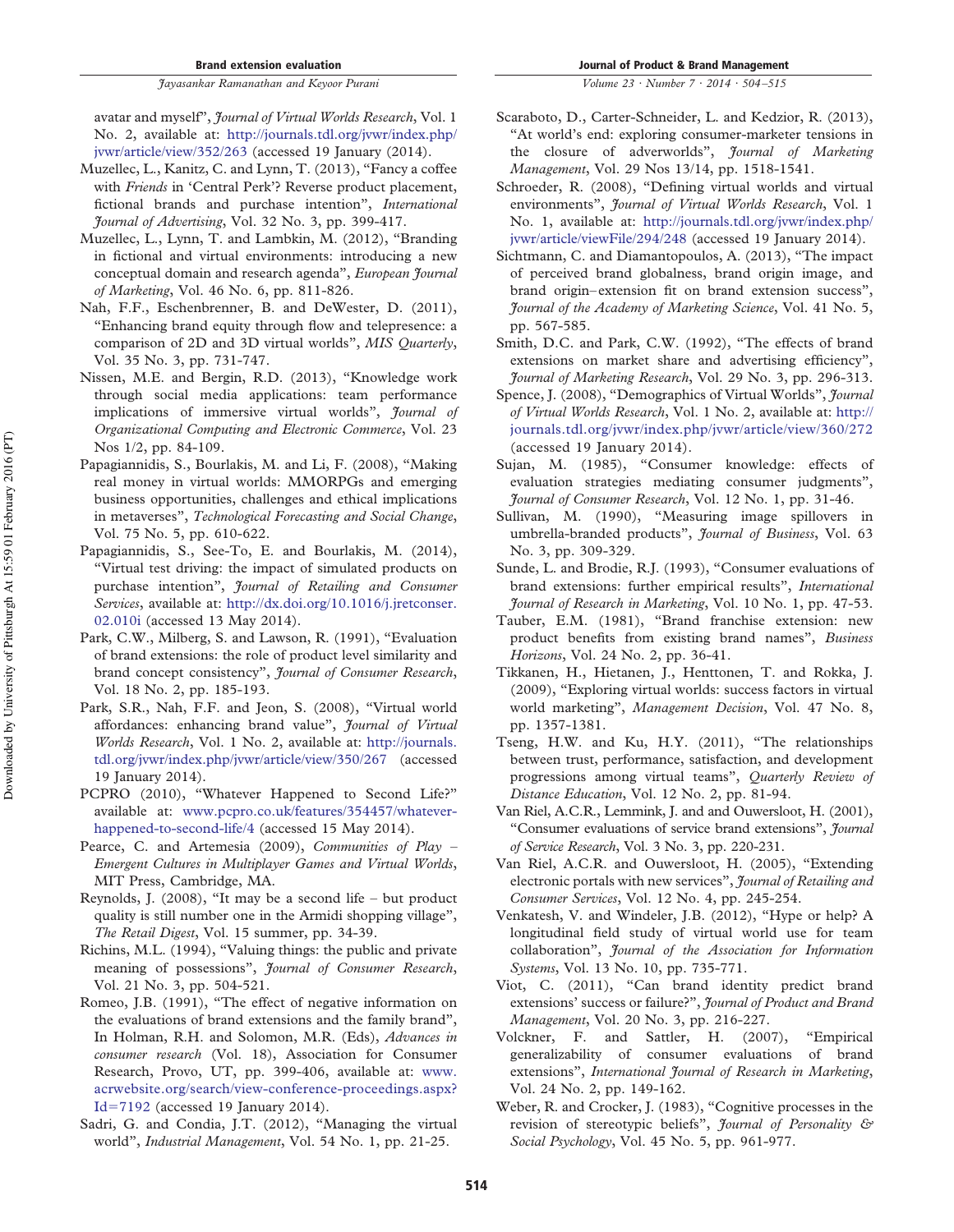avatar and myself", *Journal of Virtual Worlds Research*, Vol. 1 No. 2, available at: http://journals.tdl.org/jvwr/index.php/jvwr/article/view/352/263 (accessed 19 January (2014).

Muzellec, L., Kanitz, C. and Lynn, T. (2013), "Fancy a coffee with *Friends* in 'Central Perk'? Reverse product placement, fictional brands and purchase intention", *International Journal of Advertising*, Vol. 32 No. 3, pp. 399-417.

Muzellec, L., Lynn, T. and Lambkin, M. (2012), "Branding in fictional and virtual environments: introducing a new conceptual domain and research agenda", *European Journal of Marketing*, Vol. 46 No. 6, pp. 811-826.

Nah, F.F., Eschenbrenner, B. and DeWester, D. (2011), "Enhancing brand equity through flow and telepresence: a comparison of 2D and 3D virtual worlds", *MIS Quarterly*, Vol. 35 No. 3, pp. 731-747.

Nissen, M.E. and Bergin, R.D. (2013), "Knowledge work through social media applications: team performance implications of immersive virtual worlds", *Journal of Organizational Computing and Electronic Commerce*, Vol. 23 Nos 1/2, pp. 84-109.

Papagiannidis, S., Bourlakis, M. and Li, F. (2008), "Making real money in virtual worlds: MMORPGs and emerging business opportunities, challenges and ethical implications in metaverses", *Technological Forecasting and Social Change*, Vol. 75 No. 5, pp. 610-622.

Papagiannidis, S., See-To, E. and Bourlakis, M. (2014), "Virtual test driving: the impact of simulated products on purchase intention", *Journal of Retailing and Consumer Services*, available at: http://dx.doi.org/10.1016/j.jretconser.02.010i (accessed 13 May 2014).

Park, C.W., Milberg, S. and Lawson, R. (1991), "Evaluation of brand extensions: the role of product level similarity and brand concept consistency", *Journal of Consumer Research*, Vol. 18 No. 2, pp. 185-193.

Park, S.R., Nah, F.F. and Jeon, S. (2008), "Virtual world affordances: enhancing brand value", *Journal of Virtual Worlds Research*, Vol. 1 No. 2, available at: http://journals.tdl.org/jvwr/index.php/jvwr/article/view/350/267 (accessed 19 January 2014).

PCPRO (2010), "Whatever Happened to Second Life?" available at: www.pcpro.co.uk/features/354457/whatever-happened-to-second-life/4 (accessed 15 May 2014).

Pearce, C. and Artemesia (2009), *Communities of Play – Emergent Cultures in Multiplayer Games and Virtual Worlds*, MIT Press, Cambridge, MA.

Reynolds, J. (2008), "It may be a second life – but product quality is still number one in the Armidi shopping village", *The Retail Digest*, Vol. 15 summer, pp. 34-39.

Richins, M.L. (1994), "Valuing things: the public and private meaning of possessions", *Journal of Consumer Research*, Vol. 21 No. 3, pp. 504-521.

Romeo, J.B. (1991), "The effect of negative information on the evaluations of brand extensions and the family brand", In Holman, R.H. and Solomon, M.R. (Eds), *Advances in consumer research* (Vol. 18), Association for Consumer Research, Provo, UT, pp. 399-406, available at: www.acrwebsite.org/search/view-conference-proceedings.aspx?Id=7192 (accessed 19 January 2014).

Sadri, G. and Condia, J.T. (2012), "Managing the virtual world", *Industrial Management*, Vol. 54 No. 1, pp. 21-25.

Scaraboto, D., Carter-Schneider, L. and Kedzior, R. (2013), "At world's end: exploring consumer-marketer tensions in the closure of adverworlds", *Journal of Marketing Management*, Vol. 29 Nos 13/14, pp. 1518-1541.

Schroeder, R. (2008), "Defining virtual worlds and virtual environments", *Journal of Virtual Worlds Research*, Vol. 1 No. 1, available at: http://journals.tdl.org/jvwr/index.php/jvwr/article/viewFile/294/248 (accessed 19 January 2014).

Sichtmann, C. and Diamantopoulos, A. (2013), "The impact of perceived brand globalness, brand origin image, and brand origin–extension fit on brand extension success", *Journal of the Academy of Marketing Science*, Vol. 41 No. 5, pp. 567-585.

Smith, D.C. and Park, C.W. (1992), "The effects of brand extensions on market share and advertising efficiency", *Journal of Marketing Research*, Vol. 29 No. 3, pp. 296-313.

Spence, J. (2008), "Demographics of Virtual Worlds", *Journal of Virtual Worlds Research*, Vol. 1 No. 2, available at: http://journals.tdl.org/jvwr/index.php/jvwr/article/view/360/272 (accessed 19 January 2014).

Sujan, M. (1985), "Consumer knowledge: effects of evaluation strategies mediating consumer judgments", *Journal of Consumer Research*, Vol. 12 No. 1, pp. 31-46.

Sullivan, M. (1990), "Measuring image spillovers in umbrella-branded products", *Journal of Business*, Vol. 63 No. 3, pp. 309-329.

Sunde, L. and Brodie, R.J. (1993), "Consumer evaluations of brand extensions: further empirical results", *International Journal of Research in Marketing*, Vol. 10 No. 1, pp. 47-53.

Tauber, E.M. (1981), "Brand franchise extension: new product benefits from existing brand names", *Business Horizons*, Vol. 24 No. 2, pp. 36-41.

Tikkanen, H., Hietanen, J., Henttonen, T. and Rokka, J. (2009), "Exploring virtual worlds: success factors in virtual world marketing", *Management Decision*, Vol. 47 No. 8, pp. 1357-1381.

Tseng, H.W. and Ku, H.Y. (2011), "The relationships between trust, performance, satisfaction, and development progressions among virtual teams", *Quarterly Review of Distance Education*, Vol. 12 No. 2, pp. 81-94.

Van Riel, A.C.R., Lemmink, J. and and Ouwersloot, H. (2001), "Consumer evaluations of service brand extensions", *Journal of Service Research*, Vol. 3 No. 3, pp. 220-231.

Van Riel, A.C.R. and Ouwersloot, H. (2005), "Extending electronic portals with new services", *Journal of Retailing and Consumer Services*, Vol. 12 No. 4, pp. 245-254.

Venkatesh, V. and Windeler, J.B. (2012), "Hype or help? A longitudinal field study of virtual world use for team collaboration", *Journal of the Association for Information Systems*, Vol. 13 No. 10, pp. 735-771.

Viot, C. (2011), "Can brand identity predict brand extensions' success or failure?", *Journal of Product and Brand Management*, Vol. 20 No. 3, pp. 216-227.

Volckner, F. and Sattler, H. (2007), "Empirical generalizability of consumer evaluations of brand extensions", *International Journal of Research in Marketing*, Vol. 24 No. 2, pp. 149-162.

Weber, R. and Crocker, J. (1983), "Cognitive processes in the revision of stereotypic beliefs", *Journal of Personality & Social Psychology*, Vol. 45 No. 5, pp. 961-977.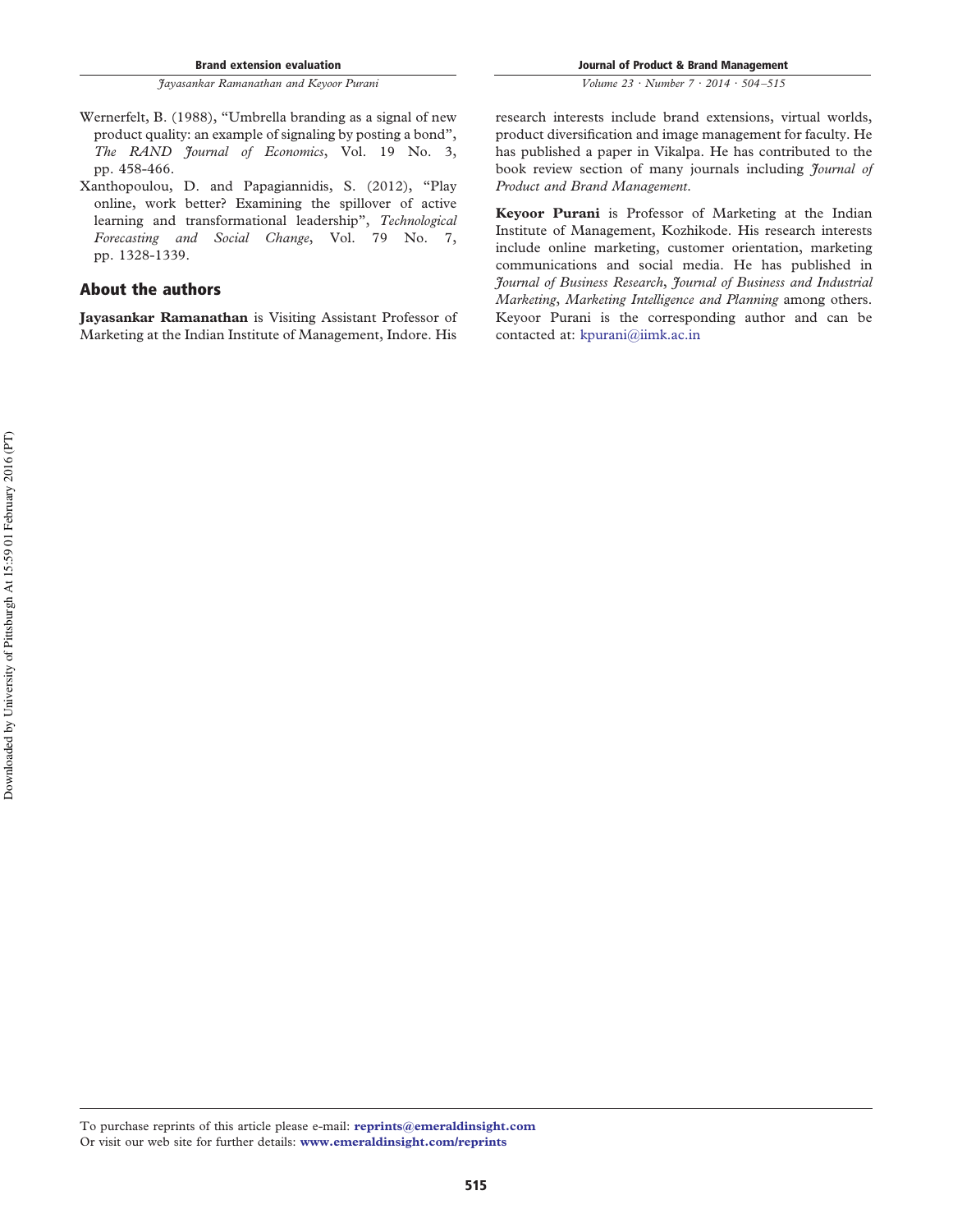Wernerfelt, B. (1988), "Umbrella branding as a signal of new product quality: an example of signaling by posting a bond", *The RAND Journal of Economics*, Vol. 19 No. 3, pp. 458-466.

Xanthopoulou, D. and Papagiannidis, S. (2012), "Play online, work better? Examining the spillover of active learning and transformational leadership", *Technological Forecasting and Social Change*, Vol. 79 No. 7, pp. 1328-1339.

## About the authors

**Jayasankar Ramanathan** is Visiting Assistant Professor of Marketing at the Indian Institute of Management, Indore. His research interests include brand extensions, virtual worlds, product diversification and image management for faculty. He has published a paper in Vikalpa. He has contributed to the book review section of many journals including *Journal of Product and Brand Management*.

**Keyoor Purani** is Professor of Marketing at the Indian Institute of Management, Kozhikode. His research interests include online marketing, customer orientation, marketing communications and social media. He has published in *Journal of Business Research*, *Journal of Business and Industrial Marketing*, *Marketing Intelligence and Planning* among others. Keyoor Purani is the corresponding author and can be contacted at: kpurani@iimk.ac.in

To purchase reprints of this article please e-mail: **reprints@emeraldinsight.com**
Or visit our web site for further details: **www.emeraldinsight.com/reprints**